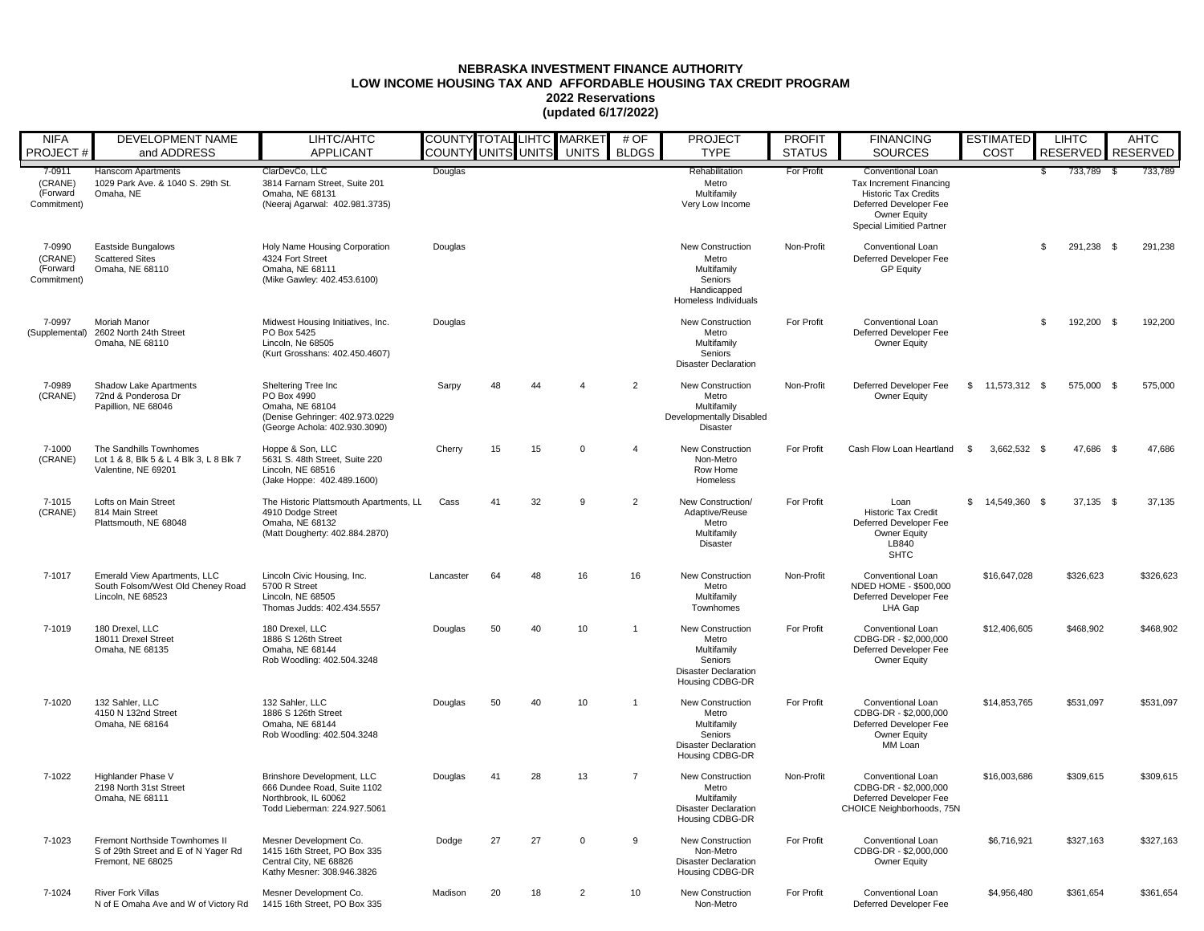# NEBRASKA INVESTMENT FINANCE AUTHORITY
## LOW INCOME HOUSING TAX AND AFFORDABLE HOUSING TAX CREDIT PROGRAM
### 2022 Reservations
### (updated 6/17/2022)

| NIFA PROJECT # | DEVELOPMENT NAME and ADDRESS | LIHTC/AHTC APPLICANT | COUNTY | TOTAL UNITS | LIHTC UNITS | MARKET UNITS | # OF BLDGS | PROJECT TYPE | PROFIT STATUS | FINANCING SOURCES | ESTIMATED COST | LIHTC RESERVED | AHTC RESERVED |
|---|---|---|---|---|---|---|---|---|---|---|---|---|---|
| 7-0911 (CRANE) (Forward Commitment) | Hanscom Apartments<br>1029 Park Ave. & 1040 S. 29th St.<br>Omaha, NE | ClarDevCo, LLC<br>3814 Farnam Street, Suite 201<br>Omaha, NE 68131<br>(Neeraj Agarwal: 402.981.3735) | Douglas | | | | | Rehabilitation<br>Metro<br>Multifamily<br>Very Low Income | For Profit | Conventional Loan<br>Tax Increment Financing<br>Historic Tax Credits<br>Deferred Developer Fee<br>Owner Equity<br>Special Limitied Partner | | $ 733,789 | $ 733,789 |
| 7-0990 (CRANE) (Forward Commitment) | Eastside Bungalows<br>Scattered Sites<br>Omaha, NE 68110 | Holy Name Housing Corporation<br>4324 Fort Street<br>Omaha, NE 68111<br>(Mike Gawley: 402.453.6100) | Douglas | | | | | New Construction<br>Metro<br>Multifamily<br>Seniors<br>Handicapped<br>Homeless Individuals | Non-Profit | Conventional Loan<br>Deferred Developer Fee<br>GP Equity | | $ 291,238 | $ 291,238 |
| 7-0997 (Supplemental) | Moriah Manor<br>2602 North 24th Street<br>Omaha, NE 68110 | Midwest Housing Initiatives, Inc.<br>PO Box 5425<br>Lincoln, Ne 68505<br>(Kurt Grosshans: 402.450.4607) | Douglas | | | | | New Construction<br>Metro<br>Multifamily<br>Seniors<br>Disaster Declaration | For Profit | Conventional Loan<br>Deferred Developer Fee<br>Owner Equity | | $ 192,200 | $ 192,200 |
| 7-0989 (CRANE) | Shadow Lake Apartments<br>72nd & Ponderosa Dr<br>Papillion, NE 68046 | Sheltering Tree Inc<br>PO Box 4990<br>Omaha, NE 68104<br>(Denise Gehringer: 402.973.0229<br>(George Achola: 402.930.3090) | Sarpy | 48 | 44 | 4 | 2 | New Construction<br>Metro<br>Multifamily<br>Developmentally Disabled<br>Disaster | Non-Profit | Deferred Developer Fee<br>Owner Equity | $ 11,573,312 | $ 575,000 | $ 575,000 |
| 7-1000 (CRANE) | The Sandhills Townhomes<br>Lot 1 & 8, Blk 5 & L 4 Blk 3, L 8 Blk 7<br>Valentine, NE 69201 | Hoppe & Son, LLC<br>5631 S. 48th Street, Suite 220<br>Lincoln, NE 68516<br>(Jake Hoppe: 402.489.1600) | Cherry | 15 | 15 | 0 | 4 | New Construction<br>Non-Metro<br>Row Home<br>Homeless | For Profit | Cash Flow Loan Heartland | $ 3,662,532 | $ 47,686 | $ 47,686 |
| 7-1015 (CRANE) | Lofts on Main Street<br>814 Main Street<br>Plattsmouth, NE 68048 | The Historic Plattsmouth Apartments, LL<br>4910 Dodge Street<br>Omaha, NE 68132<br>(Matt Dougherty: 402.884.2870) | Cass | 41 | 32 | 9 | 2 | New Construction/<br>Adaptive/Reuse<br>Metro<br>Multifamily<br>Disaster | For Profit | Loan<br>Historic Tax Credit<br>Deferred Developer Fee<br>Owner Equity<br>LB840<br>SHTC | $ 14,549,360 | $ 37,135 | $ 37,135 |
| 7-1017 | Emerald View Apartments, LLC<br>South Folsom/West Old Cheney Road<br>Lincoln, NE 68523 | Lincoln Civic Housing, Inc.<br>5700 R Street<br>Lincoln, NE 68505<br>Thomas Judds: 402.434.5557 | Lancaster | 64 | 48 | 16 | 16 | New Construction<br>Metro<br>Multifamily<br>Townhomes | Non-Profit | Conventional Loan<br>NDED HOME - $500,000<br>Deferred Developer Fee<br>LHA Gap | $16,647,028 | $326,623 | $326,623 |
| 7-1019 | 180 Drexel, LLC<br>18011 Drexel Street<br>Omaha, NE 68135 | 180 Drexel, LLC<br>1886 S 126th Street<br>Omaha, NE 68144<br>Rob Woodling: 402.504.3248 | Douglas | 50 | 40 | 10 | 1 | New Construction<br>Metro<br>Multifamily<br>Seniors<br>Disaster Declaration<br>Housing CDBG-DR | For Profit | Conventional Loan<br>CDBG-DR - $2,000,000<br>Deferred Developer Fee<br>Owner Equity | $12,406,605 | $468,902 | $468,902 |
| 7-1020 | 132 Sahler, LLC<br>4150 N 132nd Street<br>Omaha, NE 68164 | 132 Sahler, LLC<br>1886 S 126th Street<br>Omaha, NE 68144<br>Rob Woodling: 402.504.3248 | Douglas | 50 | 40 | 10 | 1 | New Construction<br>Metro<br>Multifamily<br>Seniors<br>Disaster Declaration<br>Housing CDBG-DR | For Profit | Conventional Loan<br>CDBG-DR - $2,000,000<br>Deferred Developer Fee<br>Owner Equity<br>MM Loan | $14,853,765 | $531,097 | $531,097 |
| 7-1022 | Highlander Phase V<br>2198 North 31st Street<br>Omaha, NE 68111 | Brinshore Development, LLC<br>666 Dundee Road, Suite 1102<br>Northbrook, IL 60062<br>Todd Lieberman: 224.927.5061 | Douglas | 41 | 28 | 13 | 7 | New Construction<br>Metro<br>Multifamily<br>Disaster Declaration<br>Housing CDBG-DR | Non-Profit | Conventional Loan<br>CDBG-DR - $2,000,000<br>Deferred Developer Fee<br>CHOICE Neighborhoods, 75N | $16,003,686 | $309,615 | $309,615 |
| 7-1023 | Fremont Northside Townhomes II<br>S of 29th Street and E of N Yager Rd<br>Fremont, NE 68025 | Mesner Development Co.<br>1415 16th Street, PO Box 335<br>Central City, NE 68826<br>Kathy Mesner: 308.946.3826 | Dodge | 27 | 27 | 0 | 9 | New Construction<br>Non-Metro<br>Disaster Declaration<br>Housing CDBG-DR | For Profit | Conventional Loan<br>CDBG-DR - $2,000,000<br>Owner Equity | $6,716,921 | $327,163 | $327,163 |
| 7-1024 | River Fork Villas<br>N of E Omaha Ave and W of Victory Rd | Mesner Development Co.<br>1415 16th Street, PO Box 335 | Madison | 20 | 18 | 2 | 10 | New Construction<br>Non-Metro | For Profit | Conventional Loan<br>Deferred Developer Fee | $4,956,480 | $361,654 | $361,654 |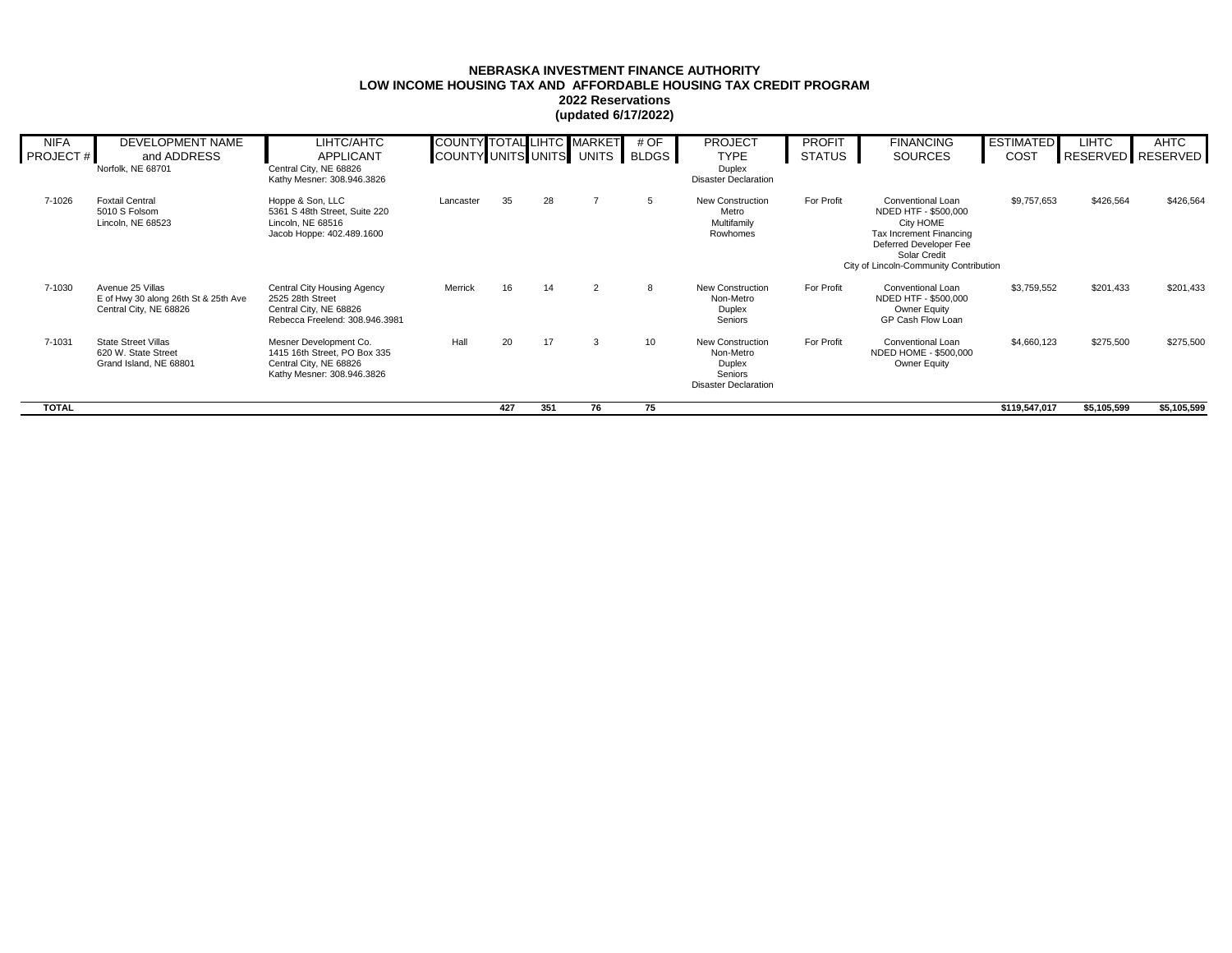# NEBRASKA INVESTMENT FINANCE AUTHORITY
## LOW INCOME HOUSING TAX AND AFFORDABLE HOUSING TAX CREDIT PROGRAM
### 2022 Reservations
### (updated 6/17/2022)

| NIFA PROJECT # | DEVELOPMENT NAME and ADDRESS | LIHTC/AHTC APPLICANT | COUNTY | TOTAL UNITS | LIHTC UNITS | MARKET UNITS | # OF BLDGS | PROJECT TYPE | PROFIT STATUS | FINANCING SOURCES | ESTIMATED COST | LIHTC RESERVED | AHTC RESERVED |
|---|---|---|---|---|---|---|---|---|---|---|---|---|---|
| | Norfolk, NE 68701 | Central City, NE 68826<br>Kathy Mesner: 308.946.3826 | | | | | | Duplex<br>Disaster Declaration | | | | | |
| 7-1026 | Foxtail Central<br>5010 S Folsom<br>Lincoln, NE 68523 | Hoppe & Son, LLC<br>5361 S 48th Street, Suite 220<br>Lincoln, NE 68516<br>Jacob Hoppe: 402.489.1600 | Lancaster | 35 | 28 | 7 | 5 | New Construction<br>Metro<br>Multifamily<br>Rowhomes | For Profit | Conventional Loan<br>NDED HTF - $500,000<br>City HOME<br>Tax Increment Financing<br>Deferred Developer Fee<br>Solar Credit<br>City of Lincoln-Community Contribution | $9,757,653 | $426,564 | $426,564 |
| 7-1030 | Avenue 25 Villas<br>E of Hwy 30 along 26th St & 25th Ave<br>Central City, NE 68826 | Central City Housing Agency<br>2525 28th Street<br>Central City, NE 68826<br>Rebecca Freelend: 308.946.3981 | Merrick | 16 | 14 | 2 | 8 | New Construction<br>Non-Metro<br>Duplex<br>Seniors | For Profit | Conventional Loan<br>NDED HTF - $500,000<br>Owner Equity<br>GP Cash Flow Loan | $3,759,552 | $201,433 | $201,433 |
| 7-1031 | State Street Villas<br>620 W. State Street<br>Grand Island, NE 68801 | Mesner Development Co.<br>1415 16th Street, PO Box 335<br>Central City, NE 68826<br>Kathy Mesner: 308.946.3826 | Hall | 20 | 17 | 3 | 10 | New Construction<br>Non-Metro<br>Duplex<br>Seniors<br>Disaster Declaration | For Profit | Conventional Loan<br>NDED HOME - $500,000<br>Owner Equity | $4,660,123 | $275,500 | $275,500 |
| **TOTAL** | | | | **427** | **351** | **76** | **75** | | | | **$119,547,017** | **$5,105,599** | **$5,105,599** |